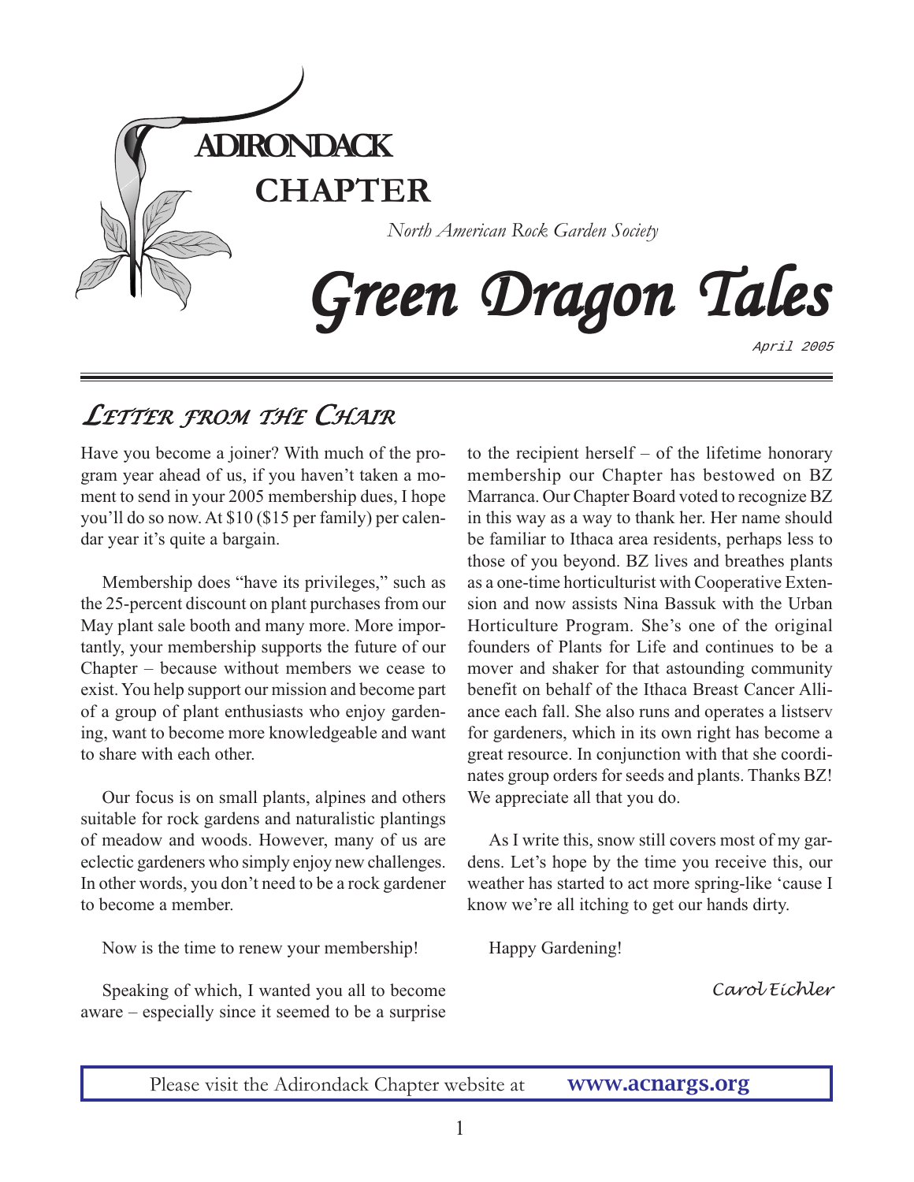# ADIRONDACK CHAPTER

*North American Rock Garden Society*

# *Green Dragon Tales*

*April 2005*

## *Letter from the Chair*

Have you become a joiner? With much of the program year ahead of us, if you haven't taken a moment to send in your 2005 membership dues, I hope you'll do so now. At $10 ($15 per family) per calendar year it's quite a bargain.

Membership does "have its privileges," such as the 25-percent discount on plant purchases from our May plant sale booth and many more. More importantly, your membership supports the future of our Chapter – because without members we cease to exist. You help support our mission and become part of a group of plant enthusiasts who enjoy gardening, want to become more knowledgeable and want to share with each other.

Our focus is on small plants, alpines and others suitable for rock gardens and naturalistic plantings of meadow and woods. However, many of us are eclectic gardeners who simply enjoy new challenges. In other words, you don't need to be a rock gardener to become a member.

Now is the time to renew your membership!

Speaking of which, I wanted you all to become aware – especially since it seemed to be a surprise to the recipient herself – of the lifetime honorary membership our Chapter has bestowed on BZ Marranca. Our Chapter Board voted to recognize BZ in this way as a way to thank her. Her name should be familiar to Ithaca area residents, perhaps less to those of you beyond. BZ lives and breathes plants as a one-time horticulturist with Cooperative Extension and now assists Nina Bassuk with the Urban Horticulture Program. She's one of the original founders of Plants for Life and continues to be a mover and shaker for that astounding community benefit on behalf of the Ithaca Breast Cancer Alliance each fall. She also runs and operates a listserv for gardeners, which in its own right has become a great resource. In conjunction with that she coordinates group orders for seeds and plants. Thanks BZ! We appreciate all that you do.

As I write this, snow still covers most of my gardens. Let's hope by the time you receive this, our weather has started to act more spring-like 'cause I know we're all itching to get our hands dirty.

Happy Gardening!

*Carol Eichler*

Please visit the Adirondack Chapter website at **www.acnargs.org**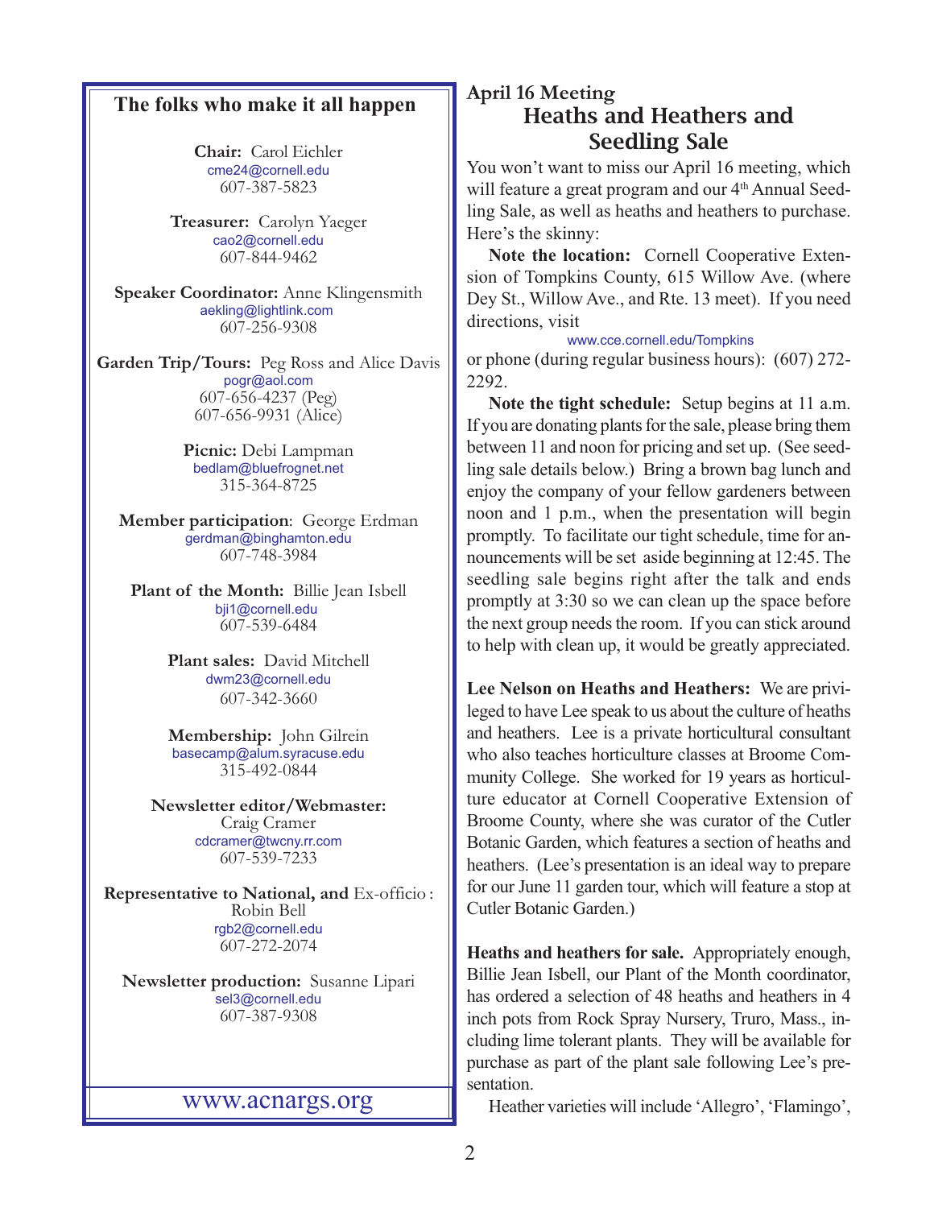## The folks who make it all happen

**Chair:** Carol Eichler
cme24@cornell.edu
607-387-5823

**Treasurer:** Carolyn Yaeger
cao2@cornell.edu
607-844-9462

**Speaker Coordinator:** Anne Klingensmith
aekling@lightlink.com
607-256-9308

**Garden Trip/Tours:** Peg Ross and Alice Davis
pogr@aol.com
607-656-4237 (Peg)
607-656-9931 (Alice)

**Picnic:** Debi Lampman
bedlam@bluefrognet.net
315-364-8725

**Member participation**: George Erdman
gerdman@binghamton.edu
607-748-3984

**Plant of the Month:** Billie Jean Isbell
bji1@cornell.edu
607-539-6484

**Plant sales:** David Mitchell
dwm23@cornell.edu
607-342-3660

**Membership:** John Gilrein
basecamp@alum.syracuse.edu
315-492-0844

**Newsletter editor/Webmaster:**
Craig Cramer
cdcramer@twcny.rr.com
607-539-7233

**Representative to National, and** *Ex-officio*:
Robin Bell
rgb2@cornell.edu
607-272-2074

**Newsletter production:** Susanne Lipari
sel3@cornell.edu
607-387-9308

www.acnargs.org

April 16 Meeting

## Heaths and Heathers and Seedling Sale

You won't want to miss our April 16 meeting, which will feature a great program and our 4th Annual Seedling Sale, as well as heaths and heathers to purchase. Here's the skinny:

**Note the location:** Cornell Cooperative Extension of Tompkins County, 615 Willow Ave. (where Dey St., Willow Ave., and Rte. 13 meet). If you need directions, visit www.cce.cornell.edu/Tompkins or phone (during regular business hours): (607) 272-2292.

**Note the tight schedule:** Setup begins at 11 a.m. If you are donating plants for the sale, please bring them between 11 and noon for pricing and set up. (See seedling sale details below.) Bring a brown bag lunch and enjoy the company of your fellow gardeners between noon and 1 p.m., when the presentation will begin promptly. To facilitate our tight schedule, time for announcements will be set aside beginning at 12:45. The seedling sale begins right after the talk and ends promptly at 3:30 so we can clean up the space before the next group needs the room. If you can stick around to help with clean up, it would be greatly appreciated.

**Lee Nelson on Heaths and Heathers:** We are privileged to have Lee speak to us about the culture of heaths and heathers. Lee is a private horticultural consultant who also teaches horticulture classes at Broome Community College. She worked for 19 years as horticulture educator at Cornell Cooperative Extension of Broome County, where she was curator of the Cutler Botanic Garden, which features a section of heaths and heathers. (Lee's presentation is an ideal way to prepare for our June 11 garden tour, which will feature a stop at Cutler Botanic Garden.)

**Heaths and heathers for sale.** Appropriately enough, Billie Jean Isbell, our Plant of the Month coordinator, has ordered a selection of 48 heaths and heathers in 4 inch pots from Rock Spray Nursery, Truro, Mass., including lime tolerant plants. They will be available for purchase as part of the plant sale following Lee's presentation.

Heather varieties will include 'Allegro', 'Flamingo',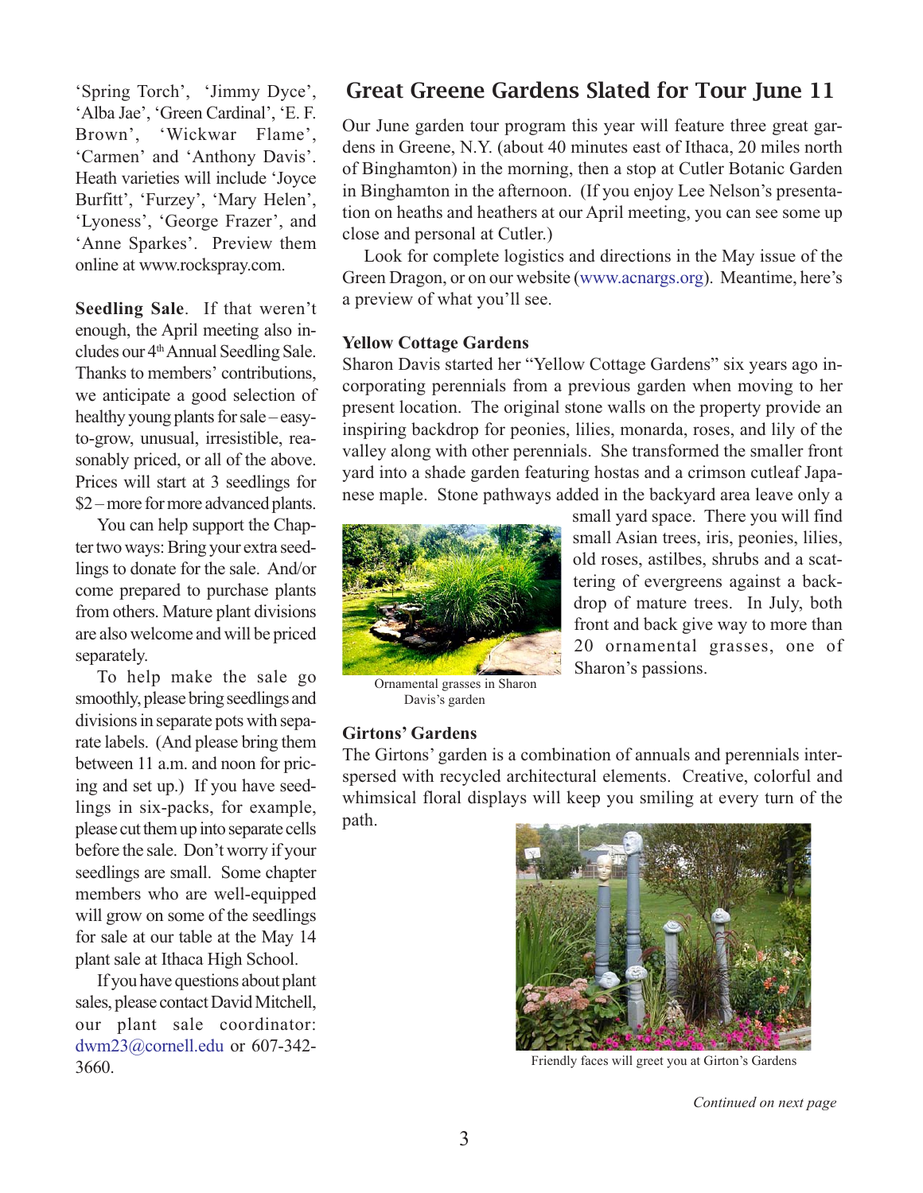'Spring Torch', 'Jimmy Dyce', 'Alba Jae', 'Green Cardinal', 'E. F. Brown', 'Wickwar Flame', 'Carmen' and 'Anthony Davis'. Heath varieties will include 'Joyce Burfitt', 'Furzey', 'Mary Helen', 'Lyoness', 'George Frazer', and 'Anne Sparkes'. Preview them online at www.rockspray.com.

**Seedling Sale**. If that weren't enough, the April meeting also includes our 4th Annual Seedling Sale. Thanks to members' contributions, we anticipate a good selection of healthy young plants for sale – easy-to-grow, unusual, irresistible, reasonably priced, or all of the above. Prices will start at 3 seedlings for $2 – more for more advanced plants.

You can help support the Chapter two ways: Bring your extra seedlings to donate for the sale. And/or come prepared to purchase plants from others. Mature plant divisions are also welcome and will be priced separately.

To help make the sale go smoothly, please bring seedlings and divisions in separate pots with separate labels. (And please bring them between 11 a.m. and noon for pricing and set up.) If you have seedlings in six-packs, for example, please cut them up into separate cells before the sale. Don't worry if your seedlings are small. Some chapter members who are well-equipped will grow on some of the seedlings for sale at our table at the May 14 plant sale at Ithaca High School.

If you have questions about plant sales, please contact David Mitchell, our plant sale coordinator: dwm23@cornell.edu or 607-342-3660.

## Great Greene Gardens Slated for Tour June 11

Our June garden tour program this year will feature three great gardens in Greene, N.Y. (about 40 minutes east of Ithaca, 20 miles north of Binghamton) in the morning, then a stop at Cutler Botanic Garden in Binghamton in the afternoon. (If you enjoy Lee Nelson's presentation on heaths and heathers at our April meeting, you can see some up close and personal at Cutler.)

Look for complete logistics and directions in the May issue of the Green Dragon, or on our website (www.acnargs.org). Meantime, here's a preview of what you'll see.

### Yellow Cottage Gardens

Sharon Davis started her "Yellow Cottage Gardens" six years ago incorporating perennials from a previous garden when moving to her present location. The original stone walls on the property provide an inspiring backdrop for peonies, lilies, monarda, roses, and lily of the valley along with other perennials. She transformed the smaller front yard into a shade garden featuring hostas and a crimson cutleaf Japanese maple. Stone pathways added in the backyard area leave only a small yard space. There you will find small Asian trees, iris, peonies, lilies, old roses, astilbes, shrubs and a scattering of evergreens against a backdrop of mature trees. In July, both front and back give way to more than 20 ornamental grasses, one of Sharon's passions.

Ornamental grasses in Sharon Davis's garden

### Girtons' Gardens

The Girtons' garden is a combination of annuals and perennials interspersed with recycled architectural elements. Creative, colorful and whimsical floral displays will keep you smiling at every turn of the path.

Friendly faces will greet you at Girton's Gardens

*Continued on next page*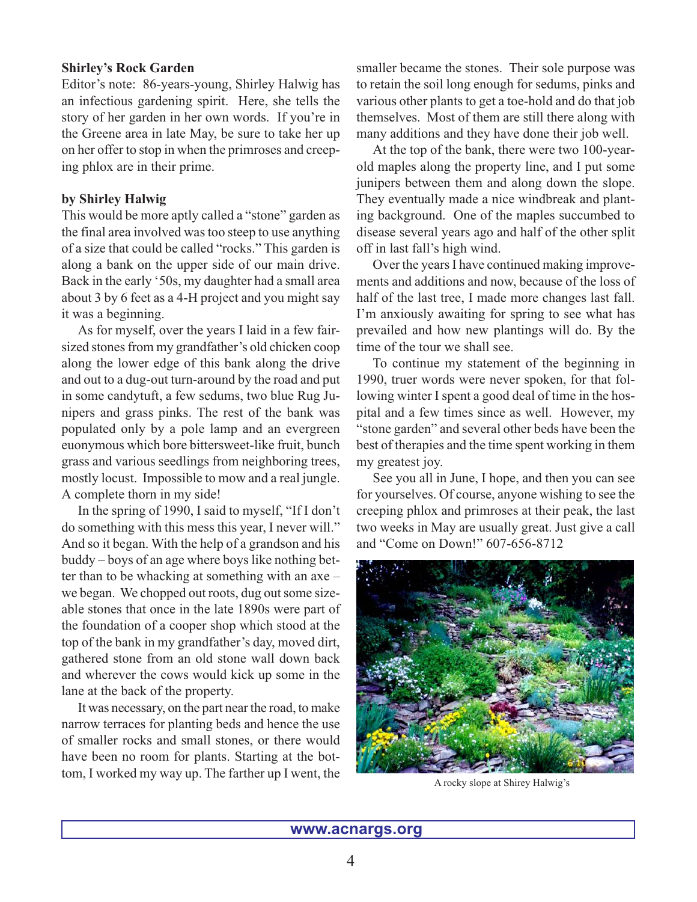**Shirley's Rock Garden**

Editor's note: 86-years-young, Shirley Halwig has an infectious gardening spirit. Here, she tells the story of her garden in her own words. If you're in the Greene area in late May, be sure to take her up on her offer to stop in when the primroses and creeping phlox are in their prime.

**by Shirley Halwig**

This would be more aptly called a "stone" garden as the final area involved was too steep to use anything of a size that could be called "rocks." This garden is along a bank on the upper side of our main drive. Back in the early '50s, my daughter had a small area about 3 by 6 feet as a 4-H project and you might say it was a beginning.

As for myself, over the years I laid in a few fair-sized stones from my grandfather's old chicken coop along the lower edge of this bank along the drive and out to a dug-out turn-around by the road and put in some candytuft, a few sedums, two blue Rug Junipers and grass pinks. The rest of the bank was populated only by a pole lamp and an evergreen euonymous which bore bittersweet-like fruit, bunch grass and various seedlings from neighboring trees, mostly locust. Impossible to mow and a real jungle. A complete thorn in my side!

In the spring of 1990, I said to myself, "If I don't do something with this mess this year, I never will." And so it began. With the help of a grandson and his buddy – boys of an age where boys like nothing better than to be whacking at something with an axe – we began. We chopped out roots, dug out some sizeable stones that once in the late 1890s were part of the foundation of a cooper shop which stood at the top of the bank in my grandfather's day, moved dirt, gathered stone from an old stone wall down back and wherever the cows would kick up some in the lane at the back of the property.

It was necessary, on the part near the road, to make narrow terraces for planting beds and hence the use of smaller rocks and small stones, or there would have been no room for plants. Starting at the bottom, I worked my way up. The farther up I went, the smaller became the stones. Their sole purpose was to retain the soil long enough for sedums, pinks and various other plants to get a toe-hold and do that job themselves. Most of them are still there along with many additions and they have done their job well.

At the top of the bank, there were two 100-year-old maples along the property line, and I put some junipers between them and along down the slope. They eventually made a nice windbreak and planting background. One of the maples succumbed to disease several years ago and half of the other split off in last fall's high wind.

Over the years I have continued making improvements and additions and now, because of the loss of half of the last tree, I made more changes last fall. I'm anxiously awaiting for spring to see what has prevailed and how new plantings will do. By the time of the tour we shall see.

To continue my statement of the beginning in 1990, truer words were never spoken, for that following winter I spent a good deal of time in the hospital and a few times since as well. However, my "stone garden" and several other beds have been the best of therapies and the time spent working in them my greatest joy.

See you all in June, I hope, and then you can see for yourselves. Of course, anyone wishing to see the creeping phlox and primroses at their peak, the last two weeks in May are usually great. Just give a call and "Come on Down!" 607-656-8712

A rocky slope at Shirey Halwig's

www.acnargs.org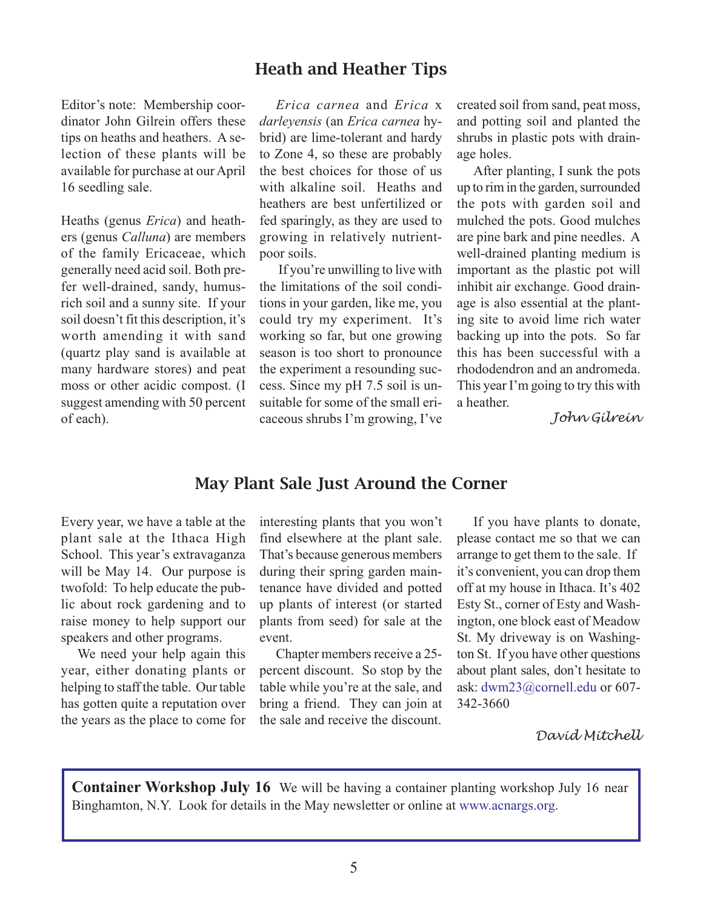## Heath and Heather Tips

Editor's note: Membership coordinator John Gilrein offers these tips on heaths and heathers. A selection of these plants will be available for purchase at our April 16 seedling sale.

Heaths (genus *Erica*) and heathers (genus *Calluna*) are members of the family Ericaceae, which generally need acid soil. Both prefer well-drained, sandy, humus-rich soil and a sunny site. If your soil doesn't fit this description, it's worth amending it with sand (quartz play sand is available at many hardware stores) and peat moss or other acidic compost. (I suggest amending with 50 percent of each).

*Erica carnea* and *Erica* x *darleyensis* (an *Erica carnea* hybrid) are lime-tolerant and hardy to Zone 4, so these are probably the best choices for those of us with alkaline soil. Heaths and heathers are best unfertilized or fed sparingly, as they are used to growing in relatively nutrient-poor soils.

If you're unwilling to live with the limitations of the soil conditions in your garden, like me, you could try my experiment. It's working so far, but one growing season is too short to pronounce the experiment a resounding success. Since my pH 7.5 soil is unsuitable for some of the small ericaceous shrubs I'm growing, I've created soil from sand, peat moss, and potting soil and planted the shrubs in plastic pots with drainage holes.

After planting, I sunk the pots up to rim in the garden, surrounded the pots with garden soil and mulched the pots. Good mulches are pine bark and pine needles. A well-drained planting medium is important as the plastic pot will inhibit air exchange. Good drainage is also essential at the planting site to avoid lime rich water backing up into the pots. So far this has been successful with a rhododendron and an andromeda. This year I'm going to try this with a heather.

*John Gilrein*

## May Plant Sale Just Around the Corner

Every year, we have a table at the plant sale at the Ithaca High School. This year's extravaganza will be May 14. Our purpose is twofold: To help educate the public about rock gardening and to raise money to help support our speakers and other programs.

We need your help again this year, either donating plants or helping to staff the table. Our table has gotten quite a reputation over the years as the place to come for interesting plants that you won't find elsewhere at the plant sale. That's because generous members during their spring garden maintenance have divided and potted up plants of interest (or started plants from seed) for sale at the event.

Chapter members receive a 25-percent discount. So stop by the table while you're at the sale, and bring a friend. They can join at the sale and receive the discount.

If you have plants to donate, please contact me so that we can arrange to get them to the sale. If it's convenient, you can drop them off at my house in Ithaca. It's 402 Esty St., corner of Esty and Washington, one block east of Meadow St. My driveway is on Washington St. If you have other questions about plant sales, don't hesitate to ask: dwm23@cornell.edu or 607-342-3660

*David Mitchell*

**Container Workshop July 16** We will be having a container planting workshop July 16 near Binghamton, N.Y. Look for details in the May newsletter or online at www.acnargs.org.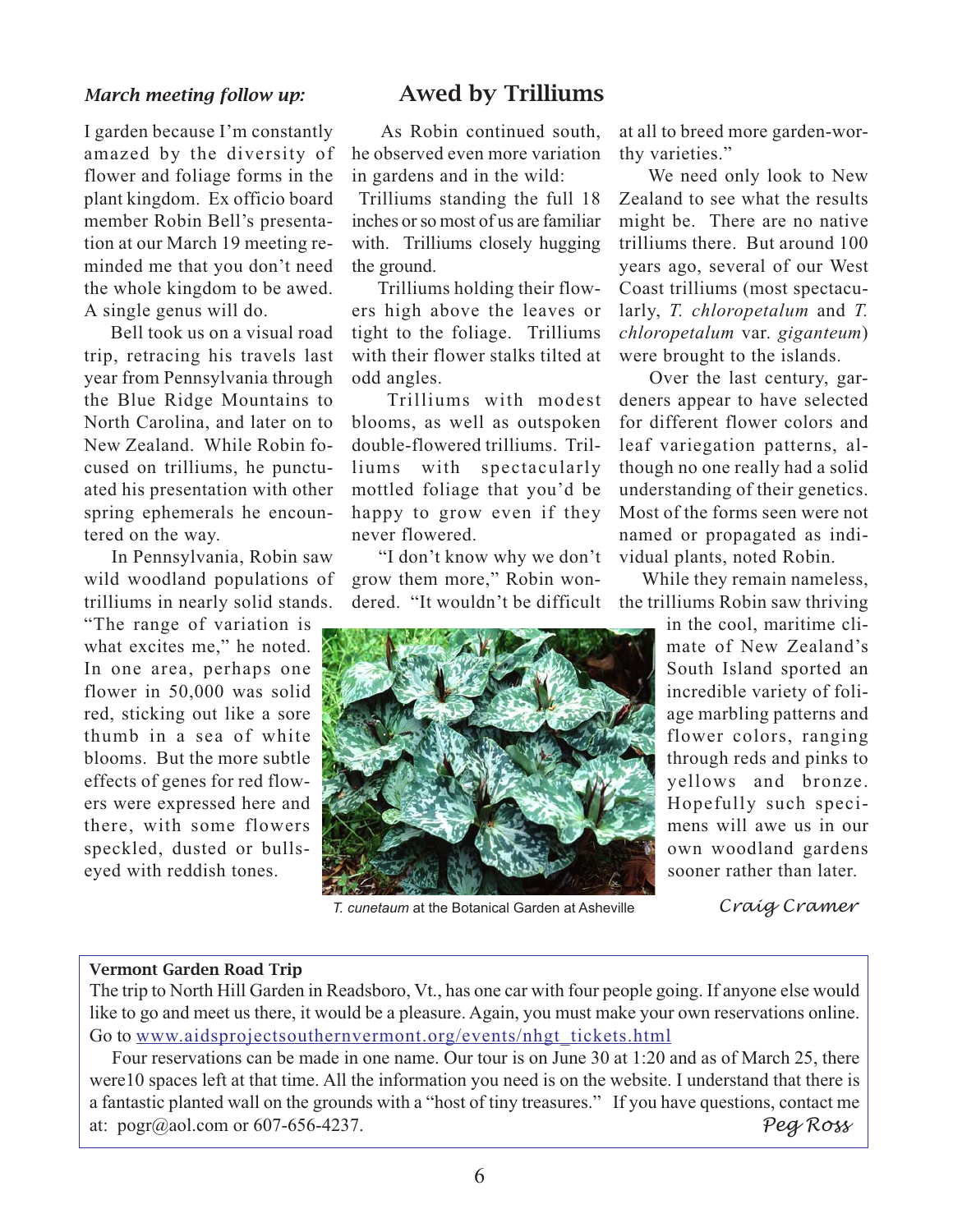*March meeting follow up:*

## Awed by Trilliums

I garden because I'm constantly amazed by the diversity of flower and foliage forms in the plant kingdom. Ex officio board member Robin Bell's presentation at our March 19 meeting reminded me that you don't need the whole kingdom to be awed. A single genus will do.

Bell took us on a visual road trip, retracing his travels last year from Pennsylvania through the Blue Ridge Mountains to North Carolina, and later on to New Zealand. While Robin focused on trilliums, he punctuated his presentation with other spring ephemerals he encountered on the way.

In Pennsylvania, Robin saw wild woodland populations of trilliums in nearly solid stands. "The range of variation is what excites me," he noted. In one area, perhaps one flower in 50,000 was solid red, sticking out like a sore thumb in a sea of white blooms. But the more subtle effects of genes for red flowers were expressed here and there, with some flowers speckled, dusted or bullseyed with reddish tones.

As Robin continued south, he observed even more variation in gardens and in the wild: Trilliums standing the full 18 inches or so most of us are familiar with. Trilliums closely hugging the ground.

Trilliums holding their flowers high above the leaves or tight to the foliage. Trilliums with their flower stalks tilted at odd angles.

Trilliums with modest blooms, as well as outspoken double-flowered trilliums. Trilliums with spectacularly mottled foliage that you'd be happy to grow even if they never flowered.

"I don't know why we don't grow them more," Robin wondered. "It wouldn't be difficult at all to breed more garden-worthy varieties."

*T. cunetaum* at the Botanical Garden at Asheville

We need only look to New Zealand to see what the results might be. There are no native trilliums there. But around 100 years ago, several of our West Coast trilliums (most spectacularly, *T. chloropetalum* and *T. chloropetalum* var. *giganteum*) were brought to the islands.

Over the last century, gardeners appear to have selected for different flower colors and leaf variegation patterns, although no one really had a solid understanding of their genetics. Most of the forms seen were not named or propagated as individual plants, noted Robin.

While they remain nameless, the trilliums Robin saw thriving in the cool, maritime climate of New Zealand's South Island sported an incredible variety of foliage marbling patterns and flower colors, ranging through reds and pinks to yellows and bronze. Hopefully such specimens will awe us in our own woodland gardens sooner rather than later.

*Craig Cramer*

---

**Vermont Garden Road Trip**

The trip to North Hill Garden in Readsboro, Vt., has one car with four people going. If anyone else would like to go and meet us there, it would be a pleasure. Again, you must make your own reservations online. Go to www.aidsprojectsouthernvermont.org/events/nhgt_tickets.html

Four reservations can be made in one name. Our tour is on June 30 at 1:20 and as of March 25, there were10 spaces left at that time. All the information you need is on the website. I understand that there is a fantastic planted wall on the grounds with a "host of tiny treasures." If you have questions, contact me at: pogr@aol.com or 607-656-4237.

*Peg Ross*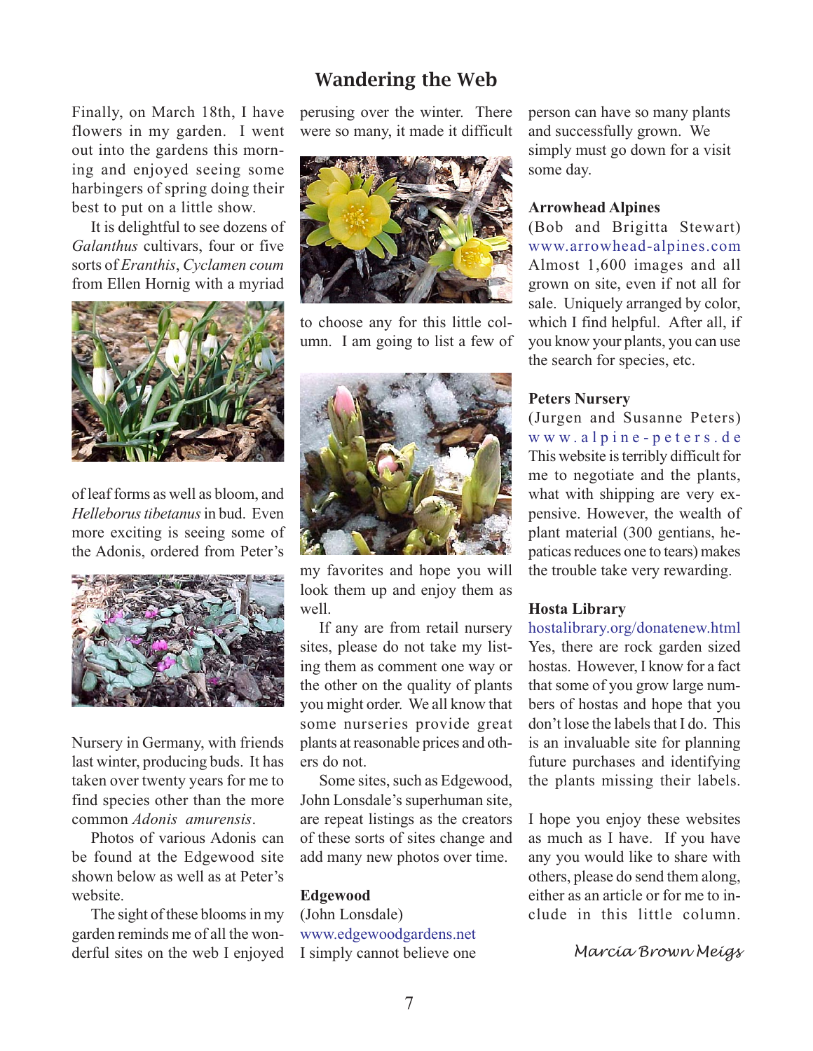# Wandering the Web

Finally, on March 18th, I have flowers in my garden. I went out into the gardens this morning and enjoyed seeing some harbingers of spring doing their best to put on a little show.

It is delightful to see dozens of *Galanthus* cultivars, four or five sorts of *Eranthis*, *Cyclamen coum* from Ellen Hornig with a myriad of leaf forms as well as bloom, and *Helleborus tibetanus* in bud. Even more exciting is seeing some of the Adonis, ordered from Peter's Nursery in Germany, with friends last winter, producing buds. It has taken over twenty years for me to find species other than the more common *Adonis amurensis*.

Photos of various Adonis can be found at the Edgewood site shown below as well as at Peter's website.

The sight of these blooms in my garden reminds me of all the wonderful sites on the web I enjoyed perusing over the winter. There were so many, it made it difficult to choose any for this little column. I am going to list a few of my favorites and hope you will look them up and enjoy them as well.

If any are from retail nursery sites, please do not take my listing them as comment one way or the other on the quality of plants you might order. We all know that some nurseries provide great plants at reasonable prices and others do not.

Some sites, such as Edgewood, John Lonsdale's superhuman site, are repeat listings as the creators of these sorts of sites change and add many new photos over time.

**Edgewood**
(John Lonsdale)
www.edgewoodgardens.net
I simply cannot believe one person can have so many plants and successfully grown. We simply must go down for a visit some day.

**Arrowhead Alpines**
(Bob and Brigitta Stewart)
www.arrowhead-alpines.com
Almost 1,600 images and all grown on site, even if not all for sale. Uniquely arranged by color, which I find helpful. After all, if you know your plants, you can use the search for species, etc.

**Peters Nursery**
(Jurgen and Susanne Peters)
www.alpine-peters.de
This website is terribly difficult for me to negotiate and the plants, what with shipping are very expensive. However, the wealth of plant material (300 gentians, hepaticas reduces one to tears) makes the trouble take very rewarding.

**Hosta Library**
hostalibrary.org/donatenew.html
Yes, there are rock garden sized hostas. However, I know for a fact that some of you grow large numbers of hostas and hope that you don't lose the labels that I do. This is an invaluable site for planning future purchases and identifying the plants missing their labels.

I hope you enjoy these websites as much as I have. If you have any you would like to share with others, please do send them along, either as an article or for me to include in this little column.

*Marcia Brown Meigs*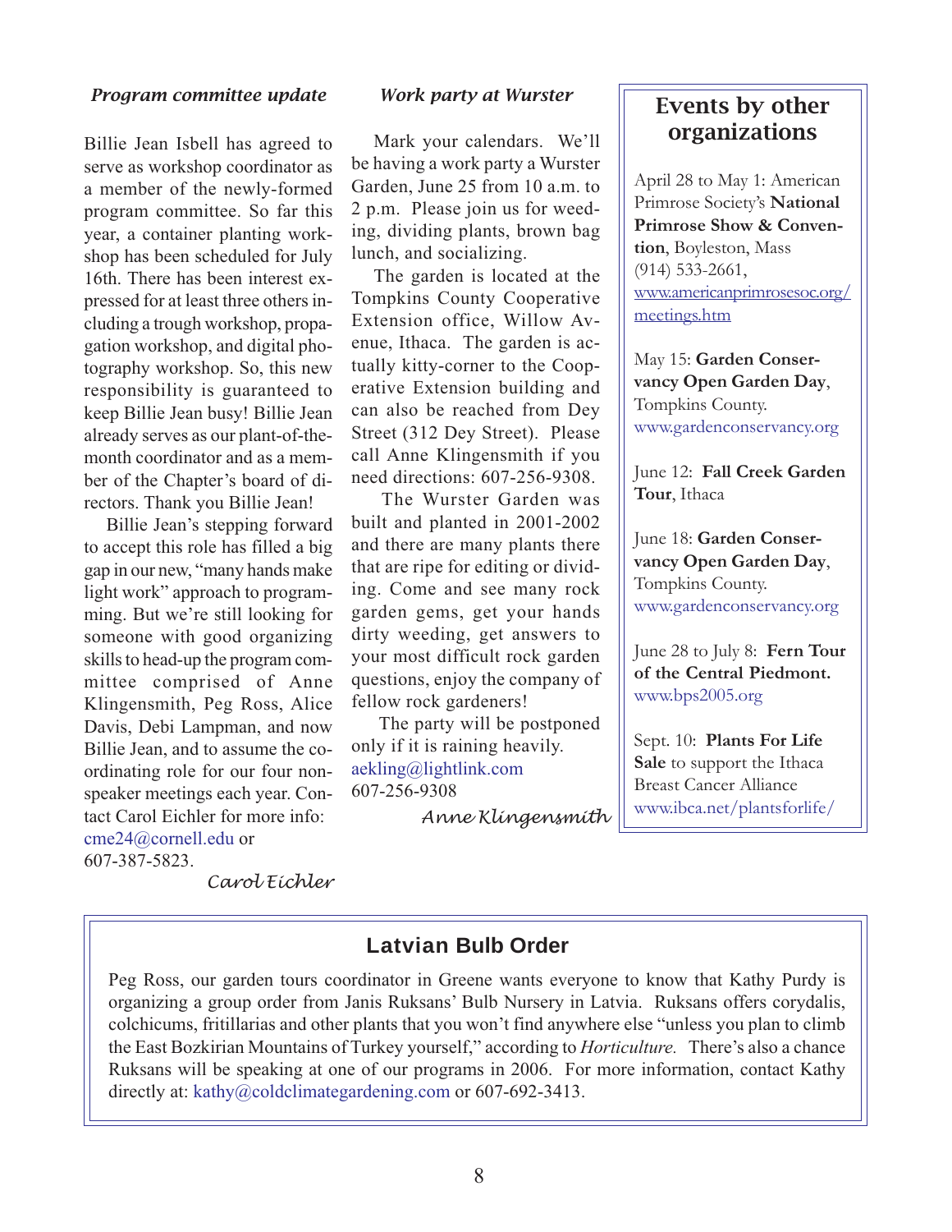### *Program committee update*

Billie Jean Isbell has agreed to serve as workshop coordinator as a member of the newly-formed program committee. So far this year, a container planting workshop has been scheduled for July 16th. There has been interest expressed for at least three others including a trough workshop, propagation workshop, and digital photography workshop. So, this new responsibility is guaranteed to keep Billie Jean busy! Billie Jean already serves as our plant-of-the-month coordinator and as a member of the Chapter's board of directors. Thank you Billie Jean!

Billie Jean's stepping forward to accept this role has filled a big gap in our new, "many hands make light work" approach to programming. But we're still looking for someone with good organizing skills to head-up the program committee comprised of Anne Klingensmith, Peg Ross, Alice Davis, Debi Lampman, and now Billie Jean, and to assume the coordinating role for our four non-speaker meetings each year. Contact Carol Eichler for more info: cme24@cornell.edu or 607-387-5823.

*Carol Eichler*

### *Work party at Wurster*

Mark your calendars. We'll be having a work party a Wurster Garden, June 25 from 10 a.m. to 2 p.m. Please join us for weeding, dividing plants, brown bag lunch, and socializing.

The garden is located at the Tompkins County Cooperative Extension office, Willow Avenue, Ithaca. The garden is actually kitty-corner to the Cooperative Extension building and can also be reached from Dey Street (312 Dey Street). Please call Anne Klingensmith if you need directions: 607-256-9308.

The Wurster Garden was built and planted in 2001-2002 and there are many plants there that are ripe for editing or dividing. Come and see many rock garden gems, get your hands dirty weeding, get answers to your most difficult rock garden questions, enjoy the company of fellow rock gardeners!

The party will be postponed only if it is raining heavily.
aekling@lightlink.com
607-256-9308

*Anne Klingensmith*

## Events by other organizations

April 28 to May 1: American Primrose Society's **National Primrose Show & Convention**, Boyleston, Mass
(914) 533-2661,
www.americanprimrosesoc.org/meetings.htm

May 15: **Garden Conservancy Open Garden Day**, Tompkins County.
www.gardenconservancy.org

June 12: **Fall Creek Garden Tour**, Ithaca

June 18: **Garden Conservancy Open Garden Day**, Tompkins County.
www.gardenconservancy.org

June 28 to July 8: **Fern Tour of the Central Piedmont.**
www.bps2005.org

Sept. 10: **Plants For Life Sale** to support the Ithaca Breast Cancer Alliance
www.ibca.net/plantsforlife/

## Latvian Bulb Order

Peg Ross, our garden tours coordinator in Greene wants everyone to know that Kathy Purdy is organizing a group order from Janis Ruksans' Bulb Nursery in Latvia. Ruksans offers corydalis, colchicums, fritillarias and other plants that you won't find anywhere else "unless you plan to climb the East Bozkirian Mountains of Turkey yourself," according to *Horticulture.* There's also a chance Ruksans will be speaking at one of our programs in 2006. For more information, contact Kathy directly at: kathy@coldclimategardening.com or 607-692-3413.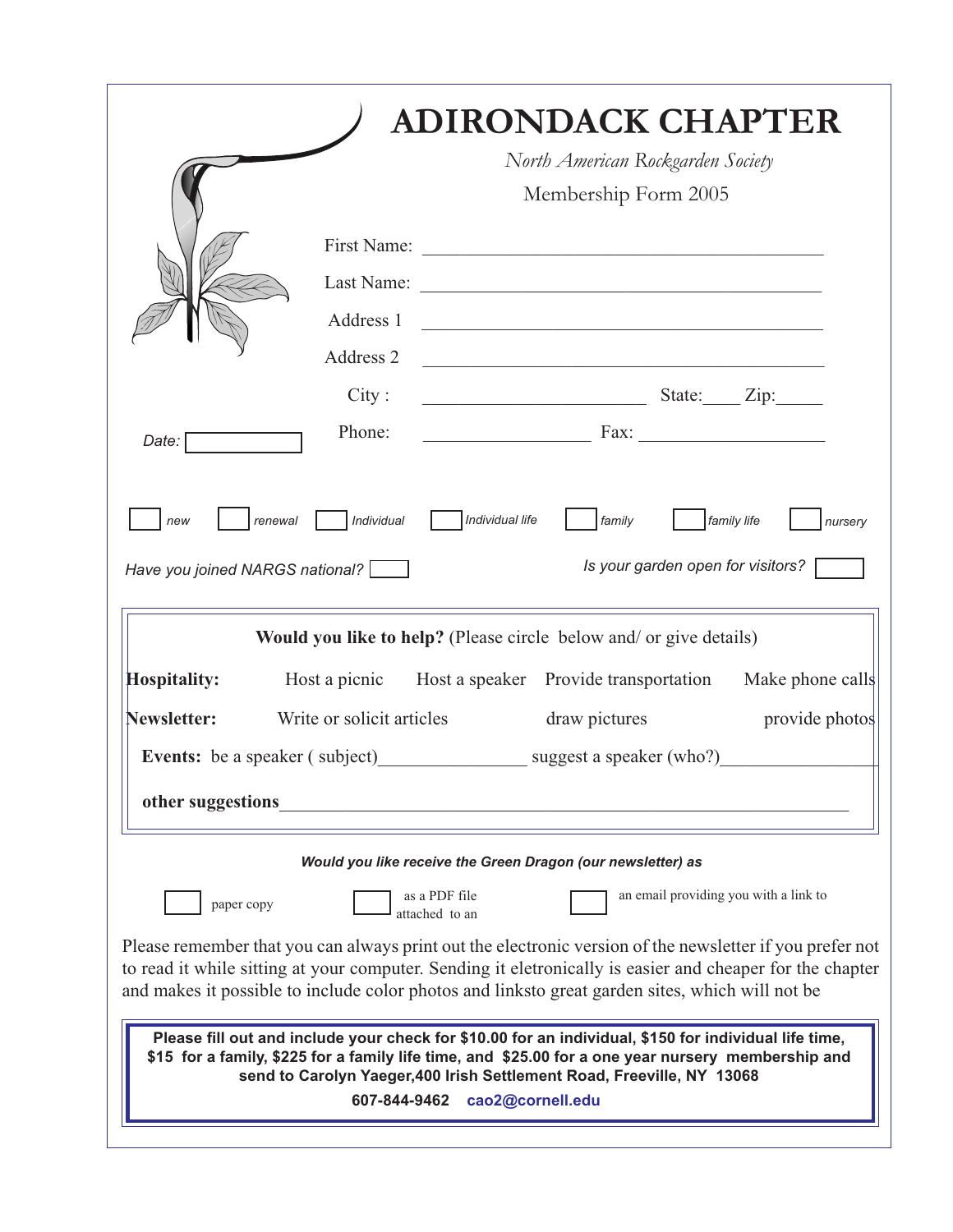# ADIRONDACK CHAPTER

*North American Rockgarden Society*

Membership Form 2005

First Name: \_\_\_\_\_\_\_\_\_\_\_\_\_\_\_\_\_\_\_\_\_\_\_\_\_\_\_\_\_\_\_\_\_\_\_\_\_\_\_\_

Last Name: \_\_\_\_\_\_\_\_\_\_\_\_\_\_\_\_\_\_\_\_\_\_\_\_\_\_\_\_\_\_\_\_\_\_\_\_\_\_\_\_

Address 1 \_\_\_\_\_\_\_\_\_\_\_\_\_\_\_\_\_\_\_\_\_\_\_\_\_\_\_\_\_\_\_\_\_\_\_\_\_\_\_\_

Address 2 \_\_\_\_\_\_\_\_\_\_\_\_\_\_\_\_\_\_\_\_\_\_\_\_\_\_\_\_\_\_\_\_\_\_\_\_\_\_\_\_

City : \_\_\_\_\_\_\_\_\_\_\_\_\_\_\_\_\_\_\_\_\_\_\_\_ State:\_\_\_\_ Zip:\_\_\_\_\_

*Date:* ☐ Phone: \_\_\_\_\_\_\_\_\_\_\_\_\_\_\_\_\_\_ Fax: \_\_\_\_\_\_\_\_\_\_\_\_\_\_\_\_\_\_\_\_

☐ *new* ☐ *renewal* ☐ *Individual* ☐ *Individual life* ☐ *family* ☐ *family life* ☐ *nursery*

*Have you joined NARGS national?* ☐ *Is your garden open for visitors?* ☐

**Would you like to help?** (Please circle below and/ or give details)

**Hospitality:** Host a picnic Host a speaker Provide transportation Make phone calls

**Newsletter:** Write or solicit articles draw pictures provide photos

**Events:** be a speaker ( subject)\_\_\_\_\_\_\_\_\_\_\_\_\_\_\_\_ suggest a speaker (who?)\_\_\_\_\_\_\_\_\_\_\_\_\_\_\_\_

**other suggestions**\_\_\_\_\_\_\_\_\_\_\_\_\_\_\_\_\_\_\_\_\_\_\_\_\_\_\_\_\_\_\_\_\_\_\_\_\_\_\_\_\_\_\_\_\_\_\_\_\_\_\_\_\_\_\_\_\_\_\_\_

***Would you like receive the Green Dragon (our newsletter) as***

☐ paper copy ☐ as a PDF file attached to an ☐ an email providing you with a link to

Please remember that you can always print out the electronic version of the newsletter if you prefer not to read it while sitting at your computer. Sending it eletronically is easier and cheaper for the chapter and makes it possible to include color photos and linksto great garden sites, which will not be

**Please fill out and include your check for $10.00 for an individual, $150 for individual life time, $15 for a family, $225 for a family life time, and $25.00 for a one year nursery membership and send to Carolyn Yaeger,400 Irish Settlement Road, Freeville, NY 13068**

**607-844-9462 cao2@cornell.edu**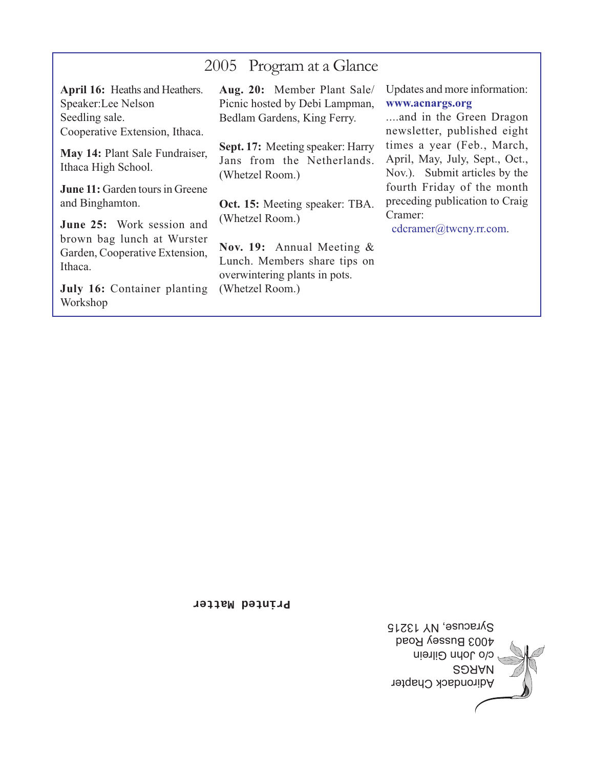# 2005 Program at a Glance

**April 16:** Heaths and Heathers. Speaker:Lee Nelson
Seedling sale.
Cooperative Extension, Ithaca.

**May 14:** Plant Sale Fundraiser, Ithaca High School.

**June 11:** Garden tours in Greene and Binghamton.

**June 25:** Work session and brown bag lunch at Wurster Garden, Cooperative Extension, Ithaca.

**July 16:** Container planting Workshop

**Aug. 20:** Member Plant Sale/ Picnic hosted by Debi Lampman, Bedlam Gardens, King Ferry.

**Sept. 17:** Meeting speaker: Harry Jans from the Netherlands. (Whetzel Room.)

**Oct. 15:** Meeting speaker: TBA. (Whetzel Room.)

**Nov. 19:** Annual Meeting & Lunch. Members share tips on overwintering plants in pots. (Whetzel Room.)

Updates and more information: **www.acnargs.org**
....and in the Green Dragon newsletter, published eight times a year (Feb., March, April, May, July, Sept., Oct., Nov.). Submit articles by the fourth Friday of the month preceding publication to Craig Cramer:
cdcramer@twcny.rr.com.

Adirondack Chapter
NARGS
c/o John Gilrein
4003 Bussey Road
Syracuse, NY 13215

**Printed Matter**